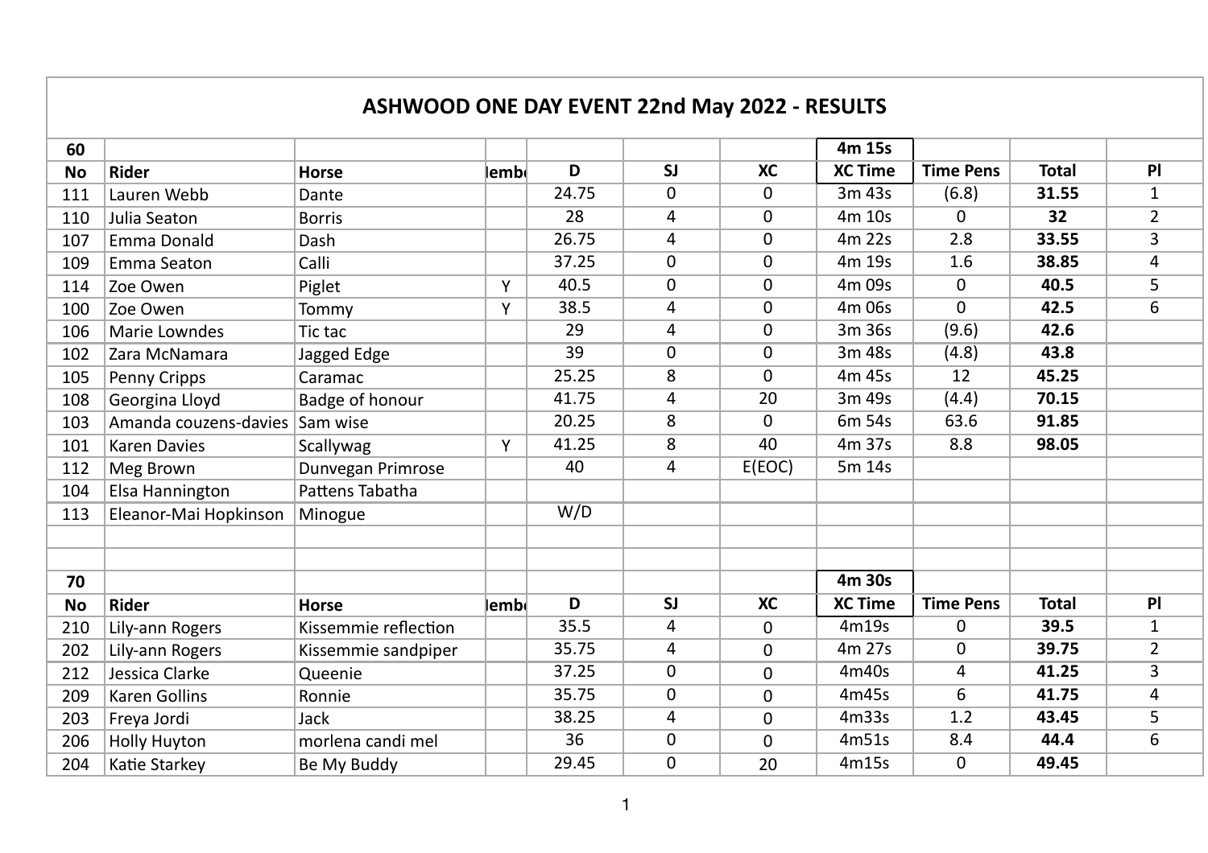# ASHWOOD ONE DAY EVENT 22nd May 2022 - RESULTS

| 60 | | | | | | | 4m 15s | | | |
|---|---|---|---|---|---|---|---|---|---|---|
| **No** | **Rider** | **Horse** | **Memb** | **D** | **SJ** | **XC** | **XC Time** | **Time Pens** | **Total** | **Pl** |
| 111 | Lauren Webb | Dante | | 24.75 | 0 | 0 | 3m 43s | (6.8) | **31.55** | 1 |
| 110 | Julia Seaton | Borris | | 28 | 4 | 0 | 4m 10s | 0 | **32** | 2 |
| 107 | Emma Donald | Dash | | 26.75 | 4 | 0 | 4m 22s | 2.8 | **33.55** | 3 |
| 109 | Emma Seaton | Calli | | 37.25 | 0 | 0 | 4m 19s | 1.6 | **38.85** | 4 |
| 114 | Zoe Owen | Piglet | Y | 40.5 | 0 | 0 | 4m 09s | 0 | **40.5** | 5 |
| 100 | Zoe Owen | Tommy | Y | 38.5 | 4 | 0 | 4m 06s | 0 | **42.5** | 6 |
| 106 | Marie Lowndes | Tic tac | | 29 | 4 | 0 | 3m 36s | (9.6) | **42.6** | |
| 102 | Zara McNamara | Jagged Edge | | 39 | 0 | 0 | 3m 48s | (4.8) | **43.8** | |
| 105 | Penny Cripps | Caramac | | 25.25 | 8 | 0 | 4m 45s | 12 | **45.25** | |
| 108 | Georgina Lloyd | Badge of honour | | 41.75 | 4 | 20 | 3m 49s | (4.4) | **70.15** | |
| 103 | Amanda couzens-davies | Sam wise | | 20.25 | 8 | 0 | 6m 54s | 63.6 | **91.85** | |
| 101 | Karen Davies | Scallywag | Y | 41.25 | 8 | 40 | 4m 37s | 8.8 | **98.05** | |
| 112 | Meg Brown | Dunvegan Primrose | | 40 | 4 | E(EOC) | 5m 14s | | | |
| 104 | Elsa Hannington | Pattens Tabatha | | | | | | | | |
| 113 | Eleanor-Mai Hopkinson | Minogue | | W/D | | | | | | |

| 70 | | | | | | | 4m 30s | | | |
|---|---|---|---|---|---|---|---|---|---|---|
| **No** | **Rider** | **Horse** | **Memb** | **D** | **SJ** | **XC** | **XC Time** | **Time Pens** | **Total** | **Pl** |
| 210 | Lily-ann Rogers | Kissemmie reflection | | 35.5 | 4 | 0 | 4m19s | 0 | **39.5** | 1 |
| 202 | Lily-ann Rogers | Kissemmie sandpiper | | 35.75 | 4 | 0 | 4m 27s | 0 | **39.75** | 2 |
| 212 | Jessica Clarke | Queenie | | 37.25 | 0 | 0 | 4m40s | 4 | **41.25** | 3 |
| 209 | Karen Gollins | Ronnie | | 35.75 | 0 | 0 | 4m45s | 6 | **41.75** | 4 |
| 203 | Freya Jordi | Jack | | 38.25 | 4 | 0 | 4m33s | 1.2 | **43.45** | 5 |
| 206 | Holly Huyton | morlena candi mel | | 36 | 0 | 0 | 4m51s | 8.4 | **44.4** | 6 |
| 204 | Katie Starkey | Be My Buddy | | 29.45 | 0 | 20 | 4m15s | 0 | **49.45** | |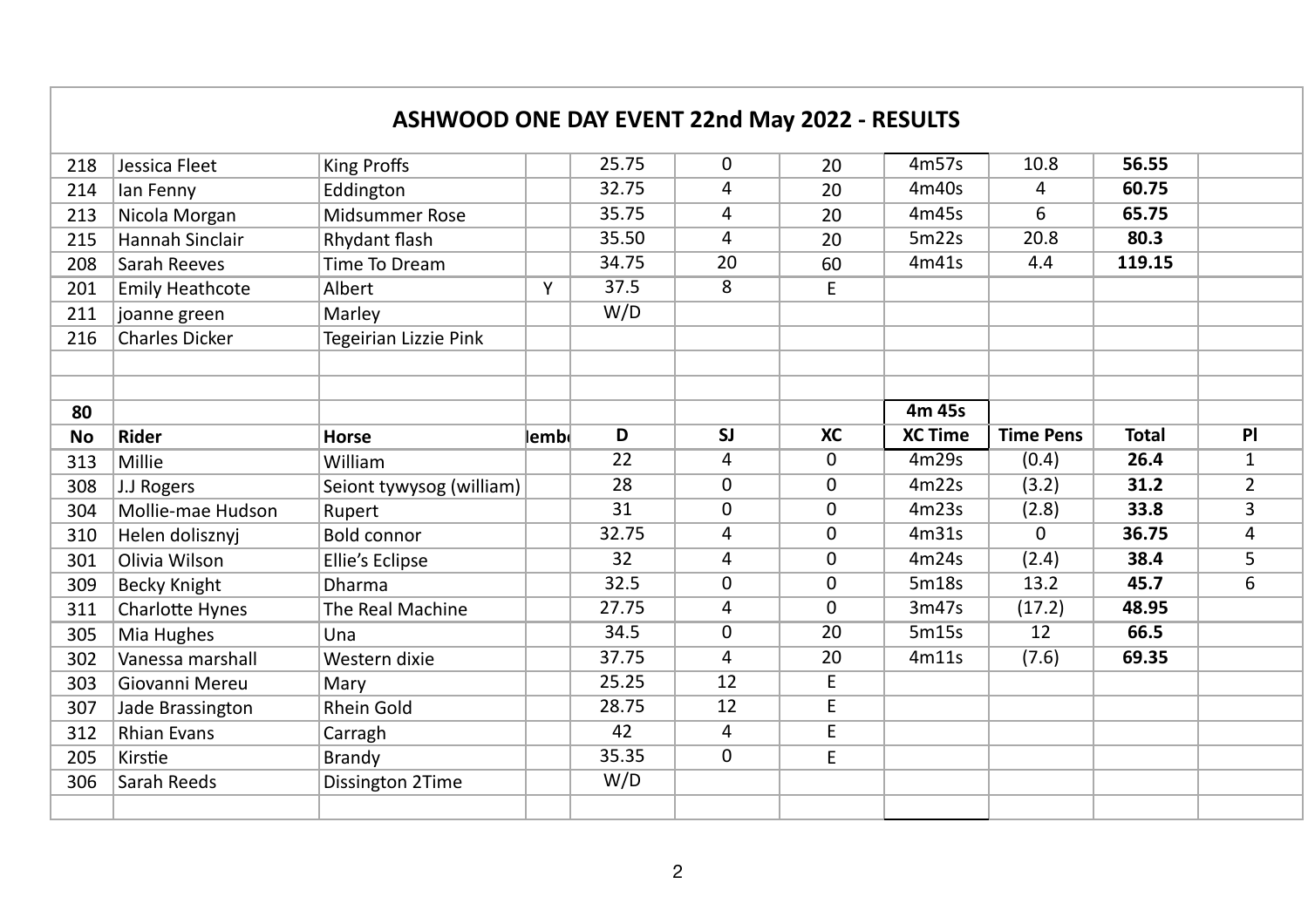# ASHWOOD ONE DAY EVENT 22nd May 2022 - RESULTS

| | | | | | | | | | | |
|---|---|---|---|---|---|---|---|---|---|---|
| 218 | Jessica Fleet | King Proffs | | 25.75 | 0 | 20 | 4m57s | 10.8 | **56.55** | |
| 214 | Ian Fenny | Eddington | | 32.75 | 4 | 20 | 4m40s | 4 | **60.75** | |
| 213 | Nicola Morgan | Midsummer Rose | | 35.75 | 4 | 20 | 4m45s | 6 | **65.75** | |
| 215 | Hannah Sinclair | Rhydant flash | | 35.50 | 4 | 20 | 5m22s | 20.8 | **80.3** | |
| 208 | Sarah Reeves | Time To Dream | | 34.75 | 20 | 60 | 4m41s | 4.4 | **119.15** | |
| 201 | Emily Heathcote | Albert | Y | 37.5 | 8 | E | | | | |
| 211 | joanne green | Marley | | W/D | | | | | | |
| 216 | Charles Dicker | Tegeirian Lizzie Pink | | | | | | | | |

| **80** | | | | | | | **4m 45s** | | | |
|---|---|---|---|---|---|---|---|---|---|---|
| **No** | **Rider** | **Horse** | **Memb** | **D** | **SJ** | **XC** | **XC Time** | **Time Pens** | **Total** | **Pl** |
| 313 | Millie | William | | 22 | 4 | 0 | 4m29s | (0.4) | **26.4** | 1 |
| 308 | J.J Rogers | Seiont tywysog (william) | | 28 | 0 | 0 | 4m22s | (3.2) | **31.2** | 2 |
| 304 | Mollie-mae Hudson | Rupert | | 31 | 0 | 0 | 4m23s | (2.8) | **33.8** | 3 |
| 310 | Helen dolisznyj | Bold connor | | 32.75 | 4 | 0 | 4m31s | 0 | **36.75** | 4 |
| 301 | Olivia Wilson | Ellie's Eclipse | | 32 | 4 | 0 | 4m24s | (2.4) | **38.4** | 5 |
| 309 | Becky Knight | Dharma | | 32.5 | 0 | 0 | 5m18s | 13.2 | **45.7** | 6 |
| 311 | Charlotte Hynes | The Real Machine | | 27.75 | 4 | 0 | 3m47s | (17.2) | **48.95** | |
| 305 | Mia Hughes | Una | | 34.5 | 0 | 20 | 5m15s | 12 | **66.5** | |
| 302 | Vanessa marshall | Western dixie | | 37.75 | 4 | 20 | 4m11s | (7.6) | **69.35** | |
| 303 | Giovanni Mereu | Mary | | 25.25 | 12 | E | | | | |
| 307 | Jade Brassington | Rhein Gold | | 28.75 | 12 | E | | | | |
| 312 | Rhian Evans | Carragh | | 42 | 4 | E | | | | |
| 205 | Kirstie | Brandy | | 35.35 | 0 | E | | | | |
| 306 | Sarah Reeds | Dissington 2Time | | W/D | | | | | | |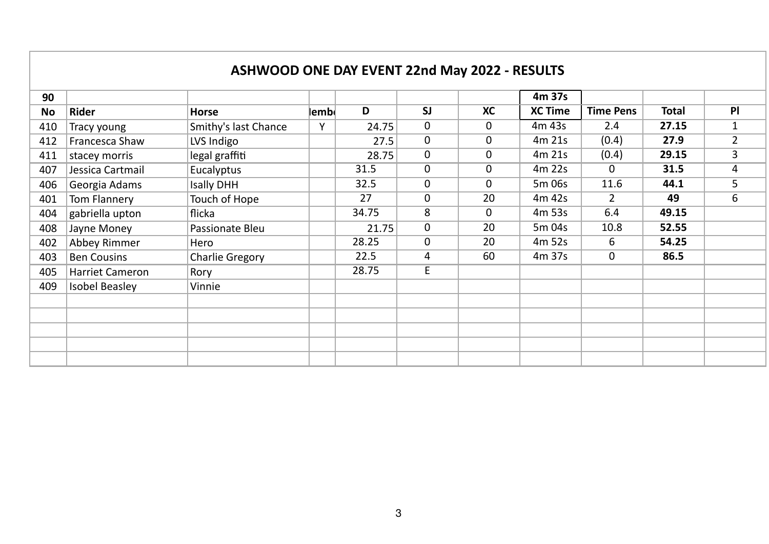# ASHWOOD ONE DAY EVENT 22nd May 2022 - RESULTS

| 90 | | | | | | | 4m 37s | | | |
|---|---|---|---|---|---|---|---|---|---|---|
| **No** | **Rider** | **Horse** | **Membe** | **D** | **SJ** | **XC** | **XC Time** | **Time Pens** | **Total** | **Pl** |
| 410 | Tracy young | Smithy's last Chance | Y | 24.75 | 0 | 0 | 4m 43s | 2.4 | **27.15** | 1 |
| 412 | Francesca Shaw | LVS Indigo | | 27.5 | 0 | 0 | 4m 21s | (0.4) | **27.9** | 2 |
| 411 | stacey morris | legal graffiti | | 28.75 | 0 | 0 | 4m 21s | (0.4) | **29.15** | 3 |
| 407 | Jessica Cartmail | Eucalyptus | | 31.5 | 0 | 0 | 4m 22s | 0 | **31.5** | 4 |
| 406 | Georgia Adams | Isally DHH | | 32.5 | 0 | 0 | 5m 06s | 11.6 | **44.1** | 5 |
| 401 | Tom Flannery | Touch of Hope | | 27 | 0 | 20 | 4m 42s | 2 | **49** | 6 |
| 404 | gabriella upton | flicka | | 34.75 | 8 | 0 | 4m 53s | 6.4 | **49.15** | |
| 408 | Jayne Money | Passionate Bleu | | 21.75 | 0 | 20 | 5m 04s | 10.8 | **52.55** | |
| 402 | Abbey Rimmer | Hero | | 28.25 | 0 | 20 | 4m 52s | 6 | **54.25** | |
| 403 | Ben Cousins | Charlie Gregory | | 22.5 | 4 | 60 | 4m 37s | 0 | **86.5** | |
| 405 | Harriet Cameron | Rory | | 28.75 | E | | | | | |
| 409 | Isobel Beasley | Vinnie | | | | | | | | |